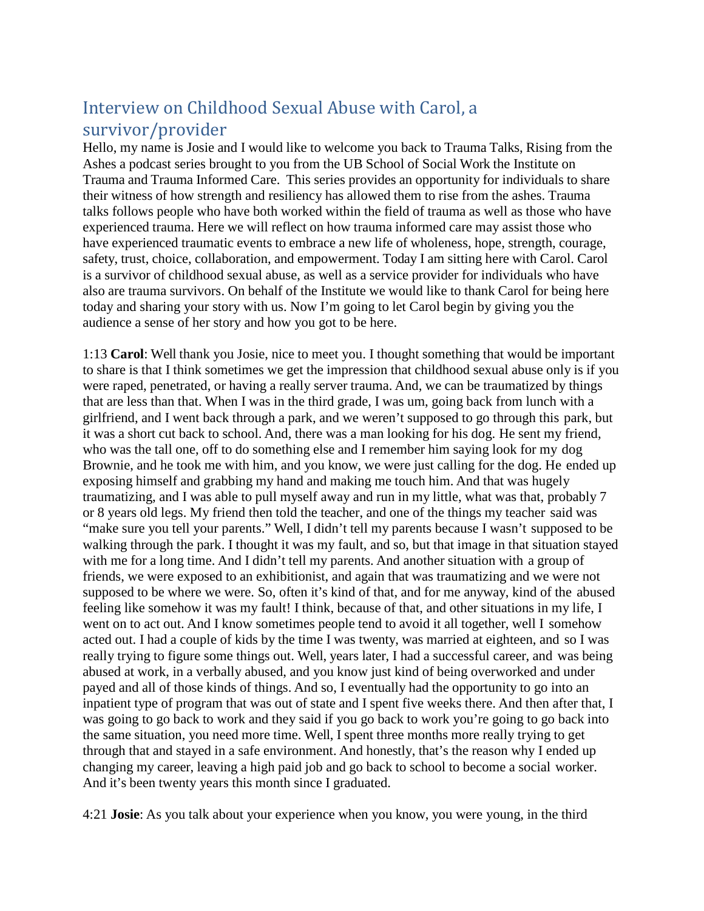# Interview on Childhood Sexual Abuse with Carol, a survivor/provider

Hello, my name is Josie and I would like to welcome you back to Trauma Talks, Rising from the Ashes a podcast series brought to you from the UB School of Social Work the Institute on Trauma and Trauma Informed Care. This series provides an opportunity for individuals to share their witness of how strength and resiliency has allowed them to rise from the ashes. Trauma talks follows people who have both worked within the field of trauma as well as those who have experienced trauma. Here we will reflect on how trauma informed care may assist those who have experienced traumatic events to embrace a new life of wholeness, hope, strength, courage, safety, trust, choice, collaboration, and empowerment. Today I am sitting here with Carol. Carol is a survivor of childhood sexual abuse, as well as a service provider for individuals who have also are trauma survivors. On behalf of the Institute we would like to thank Carol for being here today and sharing your story with us. Now I'm going to let Carol begin by giving you the audience a sense of her story and how you got to be here.

1:13 **Carol**: Well thank you Josie, nice to meet you. I thought something that would be important to share is that I think sometimes we get the impression that childhood sexual abuse only is if you were raped, penetrated, or having a really server trauma. And, we can be traumatized by things that are less than that. When I was in the third grade, I was um, going back from lunch with a girlfriend, and I went back through a park, and we weren't supposed to go through this park, but it was a short cut back to school. And, there was a man looking for his dog. He sent my friend, who was the tall one, off to do something else and I remember him saying look for my dog Brownie, and he took me with him, and you know, we were just calling for the dog. He ended up exposing himself and grabbing my hand and making me touch him. And that was hugely traumatizing, and I was able to pull myself away and run in my little, what was that, probably 7 or 8 years old legs. My friend then told the teacher, and one of the things my teacher said was "make sure you tell your parents." Well, I didn't tell my parents because I wasn't supposed to be walking through the park. I thought it was my fault, and so, but that image in that situation stayed with me for a long time. And I didn't tell my parents. And another situation with a group of friends, we were exposed to an exhibitionist, and again that was traumatizing and we were not supposed to be where we were. So, often it's kind of that, and for me anyway, kind of the abused feeling like somehow it was my fault! I think, because of that, and other situations in my life, I went on to act out. And I know sometimes people tend to avoid it all together, well I somehow acted out. I had a couple of kids by the time I was twenty, was married at eighteen, and so I was really trying to figure some things out. Well, years later, I had a successful career, and was being abused at work, in a verbally abused, and you know just kind of being overworked and under payed and all of those kinds of things. And so, I eventually had the opportunity to go into an inpatient type of program that was out of state and I spent five weeks there. And then after that, I was going to go back to work and they said if you go back to work you're going to go back into the same situation, you need more time. Well, I spent three months more really trying to get through that and stayed in a safe environment. And honestly, that's the reason why I ended up changing my career, leaving a high paid job and go back to school to become a social worker. And it's been twenty years this month since I graduated.

4:21 **Josie**: As you talk about your experience when you know, you were young, in the third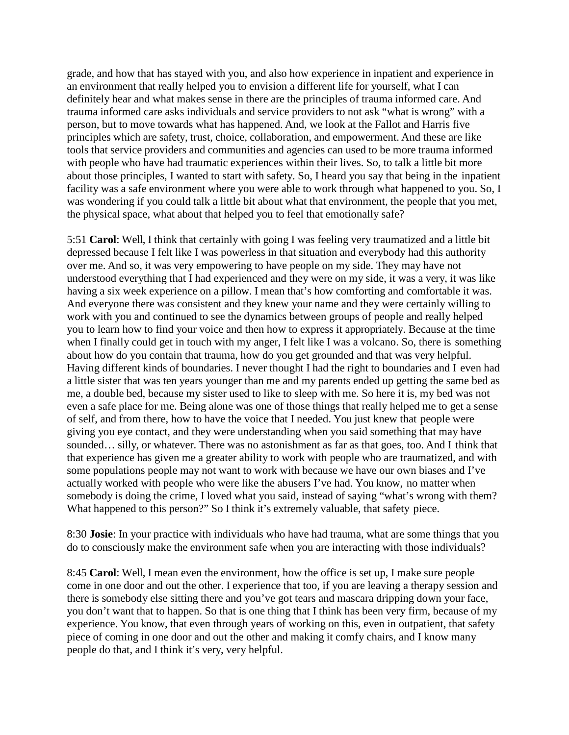grade, and how that has stayed with you, and also how experience in inpatient and experience in an environment that really helped you to envision a different life for yourself, what I can definitely hear and what makes sense in there are the principles of trauma informed care. And trauma informed care asks individuals and service providers to not ask "what is wrong" with a person, but to move towards what has happened. And, we look at the Fallot and Harris five principles which are safety, trust, choice, collaboration, and empowerment. And these are like tools that service providers and communities and agencies can used to be more trauma informed with people who have had traumatic experiences within their lives. So, to talk a little bit more about those principles, I wanted to start with safety. So, I heard you say that being in the inpatient facility was a safe environment where you were able to work through what happened to you. So, I was wondering if you could talk a little bit about what that environment, the people that you met, the physical space, what about that helped you to feel that emotionally safe?

5:51 **Carol**: Well, I think that certainly with going I was feeling very traumatized and a little bit depressed because I felt like I was powerless in that situation and everybody had this authority over me. And so, it was very empowering to have people on my side. They may have not understood everything that I had experienced and they were on my side, it was a very, it was like having a six week experience on a pillow. I mean that's how comforting and comfortable it was. And everyone there was consistent and they knew your name and they were certainly willing to work with you and continued to see the dynamics between groups of people and really helped you to learn how to find your voice and then how to express it appropriately. Because at the time when I finally could get in touch with my anger, I felt like I was a volcano. So, there is something about how do you contain that trauma, how do you get grounded and that was very helpful. Having different kinds of boundaries. I never thought I had the right to boundaries and I even had a little sister that was ten years younger than me and my parents ended up getting the same bed as me, a double bed, because my sister used to like to sleep with me. So here it is, my bed was not even a safe place for me. Being alone was one of those things that really helped me to get a sense of self, and from there, how to have the voice that I needed. You just knew that people were giving you eye contact, and they were understanding when you said something that may have sounded… silly, or whatever. There was no astonishment as far as that goes, too. And I think that that experience has given me a greater ability to work with people who are traumatized, and with some populations people may not want to work with because we have our own biases and I've actually worked with people who were like the abusers I've had. You know, no matter when somebody is doing the crime, I loved what you said, instead of saying "what's wrong with them? What happened to this person?" So I think it's extremely valuable, that safety piece.

8:30 **Josie**: In your practice with individuals who have had trauma, what are some things that you do to consciously make the environment safe when you are interacting with those individuals?

8:45 **Carol**: Well, I mean even the environment, how the office is set up, I make sure people come in one door and out the other. I experience that too, if you are leaving a therapy session and there is somebody else sitting there and you've got tears and mascara dripping down your face, you don't want that to happen. So that is one thing that I think has been very firm, because of my experience. You know, that even through years of working on this, even in outpatient, that safety piece of coming in one door and out the other and making it comfy chairs, and I know many people do that, and I think it's very, very helpful.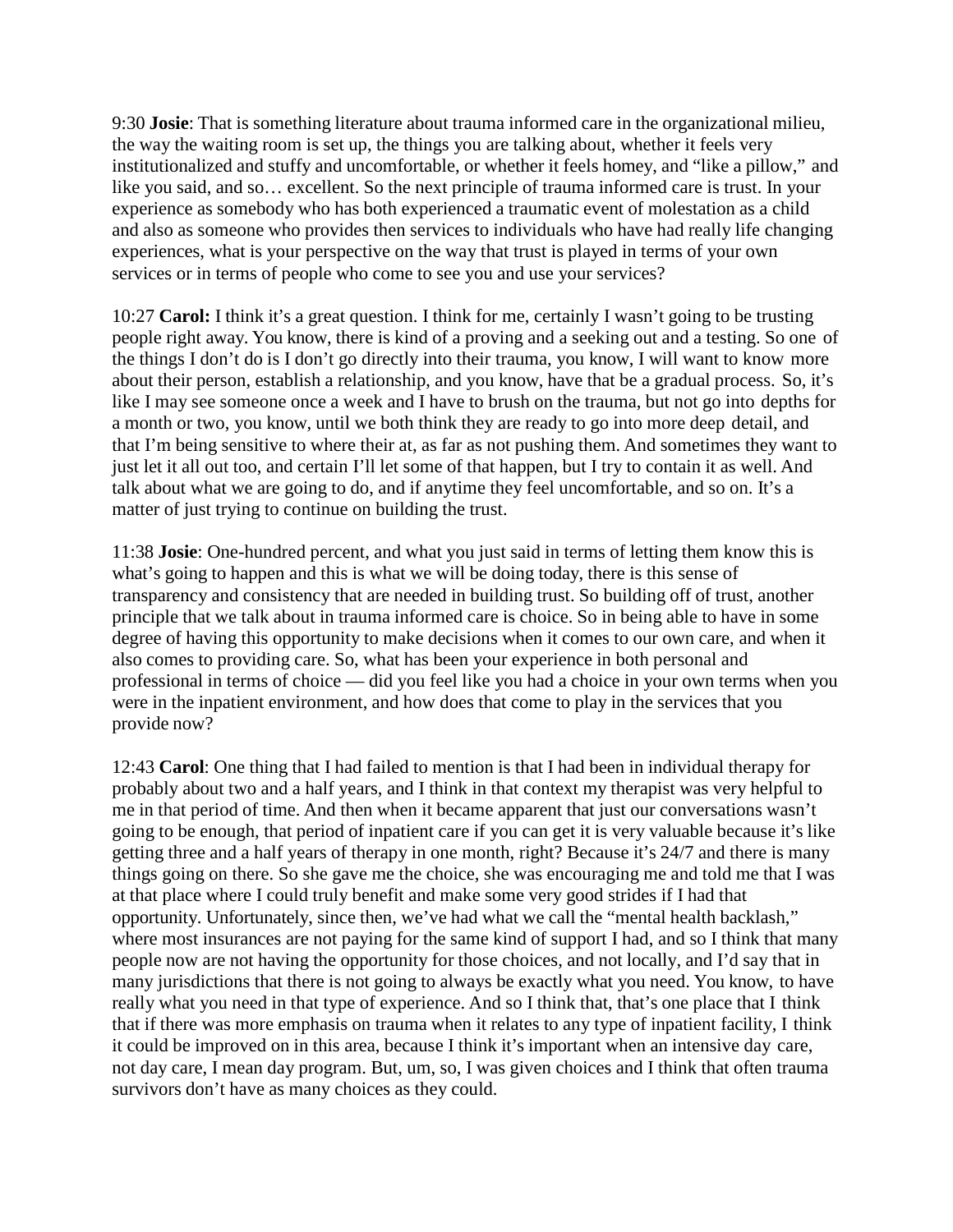9:30 **Josie**: That is something literature about trauma informed care in the organizational milieu, the way the waiting room is set up, the things you are talking about, whether it feels very institutionalized and stuffy and uncomfortable, or whether it feels homey, and "like a pillow," and like you said, and so… excellent. So the next principle of trauma informed care is trust. In your experience as somebody who has both experienced a traumatic event of molestation as a child and also as someone who provides then services to individuals who have had really life changing experiences, what is your perspective on the way that trust is played in terms of your own services or in terms of people who come to see you and use your services?

10:27 **Carol:** I think it's a great question. I think for me, certainly I wasn't going to be trusting people right away. You know, there is kind of a proving and a seeking out and a testing. So one of the things I don't do is I don't go directly into their trauma, you know, I will want to know more about their person, establish a relationship, and you know, have that be a gradual process. So, it's like I may see someone once a week and I have to brush on the trauma, but not go into depths for a month or two, you know, until we both think they are ready to go into more deep detail, and that I'm being sensitive to where their at, as far as not pushing them. And sometimes they want to just let it all out too, and certain I'll let some of that happen, but I try to contain it as well. And talk about what we are going to do, and if anytime they feel uncomfortable, and so on. It's a matter of just trying to continue on building the trust.

11:38 **Josie**: One-hundred percent, and what you just said in terms of letting them know this is what's going to happen and this is what we will be doing today, there is this sense of transparency and consistency that are needed in building trust. So building off of trust, another principle that we talk about in trauma informed care is choice. So in being able to have in some degree of having this opportunity to make decisions when it comes to our own care, and when it also comes to providing care. So, what has been your experience in both personal and professional in terms of choice — did you feel like you had a choice in your own terms when you were in the inpatient environment, and how does that come to play in the services that you provide now?

12:43 **Carol**: One thing that I had failed to mention is that I had been in individual therapy for probably about two and a half years, and I think in that context my therapist was very helpful to me in that period of time. And then when it became apparent that just our conversations wasn't going to be enough, that period of inpatient care if you can get it is very valuable because it's like getting three and a half years of therapy in one month, right? Because it's 24/7 and there is many things going on there. So she gave me the choice, she was encouraging me and told me that I was at that place where I could truly benefit and make some very good strides if I had that opportunity. Unfortunately, since then, we've had what we call the "mental health backlash," where most insurances are not paying for the same kind of support I had, and so I think that many people now are not having the opportunity for those choices, and not locally, and I'd say that in many jurisdictions that there is not going to always be exactly what you need. You know, to have really what you need in that type of experience. And so I think that, that's one place that I think that if there was more emphasis on trauma when it relates to any type of inpatient facility, I think it could be improved on in this area, because I think it's important when an intensive day care, not day care, I mean day program. But, um, so, I was given choices and I think that often trauma survivors don't have as many choices as they could.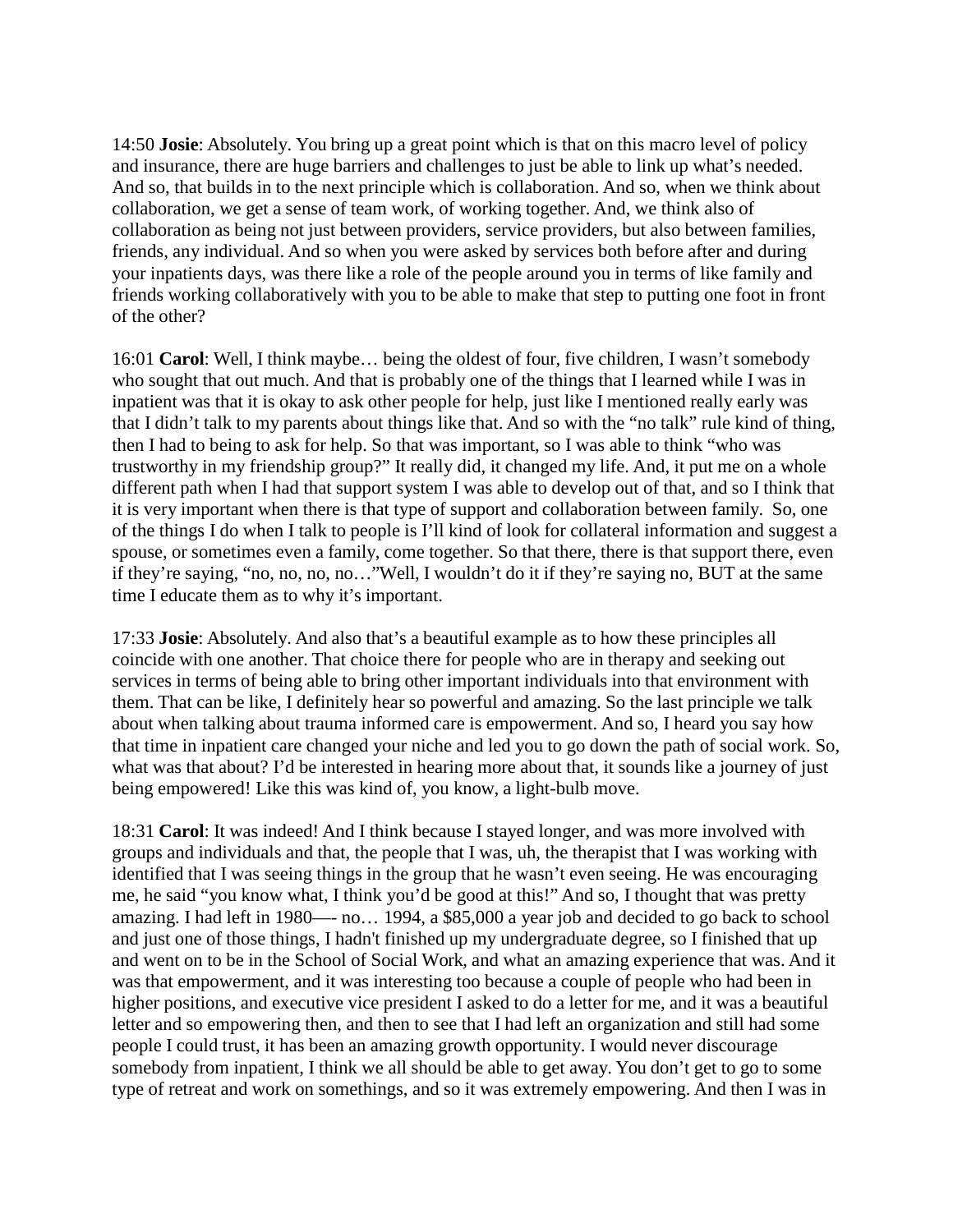14:50 **Josie**: Absolutely. You bring up a great point which is that on this macro level of policy and insurance, there are huge barriers and challenges to just be able to link up what's needed. And so, that builds in to the next principle which is collaboration. And so, when we think about collaboration, we get a sense of team work, of working together. And, we think also of collaboration as being not just between providers, service providers, but also between families, friends, any individual. And so when you were asked by services both before after and during your inpatients days, was there like a role of the people around you in terms of like family and friends working collaboratively with you to be able to make that step to putting one foot in front of the other?

16:01 **Carol**: Well, I think maybe… being the oldest of four, five children, I wasn't somebody who sought that out much. And that is probably one of the things that I learned while I was in inpatient was that it is okay to ask other people for help, just like I mentioned really early was that I didn't talk to my parents about things like that. And so with the "no talk" rule kind of thing, then I had to being to ask for help. So that was important, so I was able to think "who was trustworthy in my friendship group?" It really did, it changed my life. And, it put me on a whole different path when I had that support system I was able to develop out of that, and so I think that it is very important when there is that type of support and collaboration between family. So, one of the things I do when I talk to people is I'll kind of look for collateral information and suggest a spouse, or sometimes even a family, come together. So that there, there is that support there, even if they're saying, "no, no, no, no…"Well, I wouldn't do it if they're saying no, BUT at the same time I educate them as to why it's important.

17:33 **Josie**: Absolutely. And also that's a beautiful example as to how these principles all coincide with one another. That choice there for people who are in therapy and seeking out services in terms of being able to bring other important individuals into that environment with them. That can be like, I definitely hear so powerful and amazing. So the last principle we talk about when talking about trauma informed care is empowerment. And so, I heard you say how that time in inpatient care changed your niche and led you to go down the path of social work. So, what was that about? I'd be interested in hearing more about that, it sounds like a journey of just being empowered! Like this was kind of, you know, a light-bulb move.

18:31 **Carol**: It was indeed! And I think because I stayed longer, and was more involved with groups and individuals and that, the people that I was, uh, the therapist that I was working with identified that I was seeing things in the group that he wasn't even seeing. He was encouraging me, he said "you know what, I think you'd be good at this!" And so, I thought that was pretty amazing. I had left in 1980—- no… 1994, a $85,000 a year job and decided to go back to school and just one of those things, I hadn't finished up my undergraduate degree, so I finished that up and went on to be in the School of Social Work, and what an amazing experience that was. And it was that empowerment, and it was interesting too because a couple of people who had been in higher positions, and executive vice president I asked to do a letter for me, and it was a beautiful letter and so empowering then, and then to see that I had left an organization and still had some people I could trust, it has been an amazing growth opportunity. I would never discourage somebody from inpatient, I think we all should be able to get away. You don't get to go to some type of retreat and work on somethings, and so it was extremely empowering. And then I was in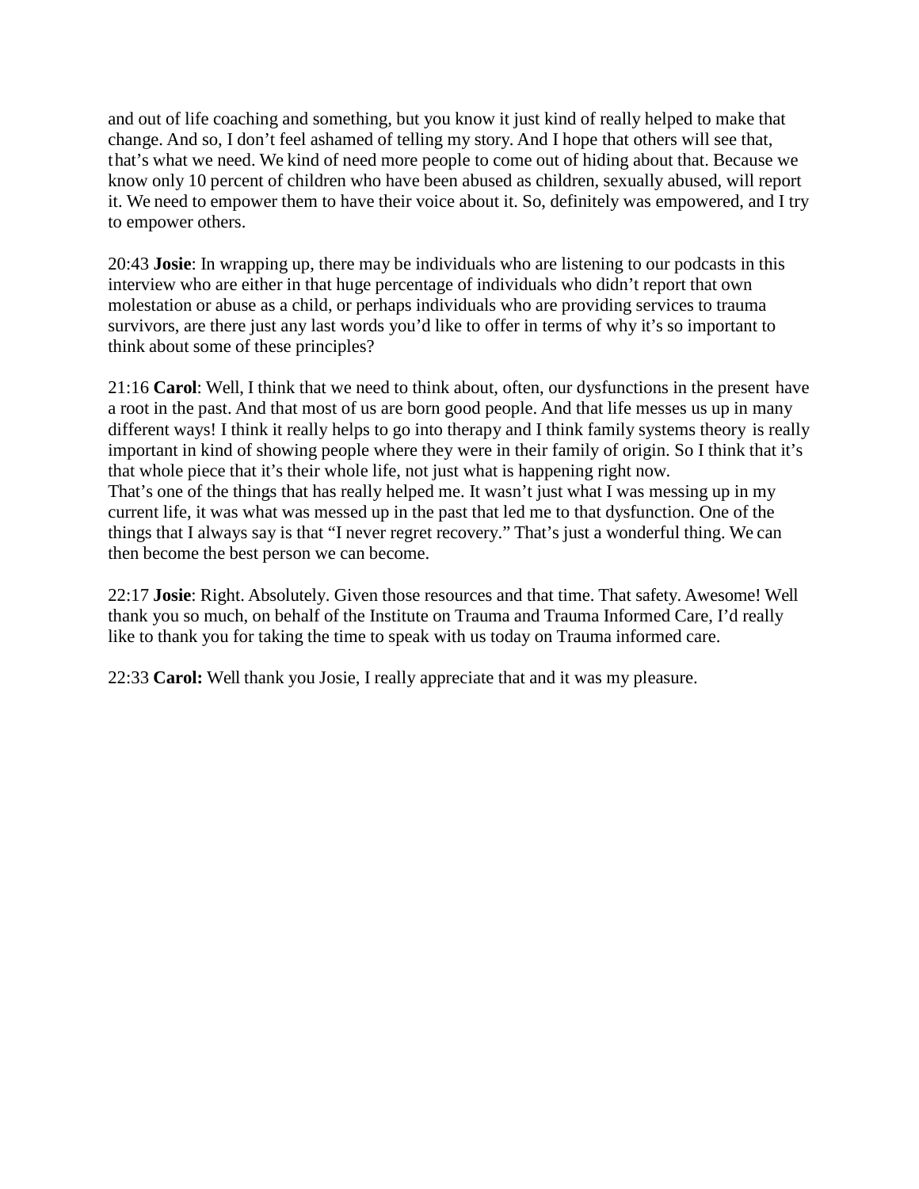and out of life coaching and something, but you know it just kind of really helped to make that change. And so, I don't feel ashamed of telling my story. And I hope that others will see that, that's what we need. We kind of need more people to come out of hiding about that. Because we know only 10 percent of children who have been abused as children, sexually abused, will report it. We need to empower them to have their voice about it. So, definitely was empowered, and I try to empower others.

20:43 **Josie**: In wrapping up, there may be individuals who are listening to our podcasts in this interview who are either in that huge percentage of individuals who didn't report that own molestation or abuse as a child, or perhaps individuals who are providing services to trauma survivors, are there just any last words you'd like to offer in terms of why it's so important to think about some of these principles?

21:16 **Carol**: Well, I think that we need to think about, often, our dysfunctions in the present have a root in the past. And that most of us are born good people. And that life messes us up in many different ways! I think it really helps to go into therapy and I think family systems theory is really important in kind of showing people where they were in their family of origin. So I think that it's that whole piece that it's their whole life, not just what is happening right now.
That's one of the things that has really helped me. It wasn't just what I was messing up in my current life, it was what was messed up in the past that led me to that dysfunction. One of the things that I always say is that "I never regret recovery." That's just a wonderful thing. We can then become the best person we can become.

22:17 **Josie**: Right. Absolutely. Given those resources and that time. That safety. Awesome! Well thank you so much, on behalf of the Institute on Trauma and Trauma Informed Care, I'd really like to thank you for taking the time to speak with us today on Trauma informed care.

22:33 **Carol:** Well thank you Josie, I really appreciate that and it was my pleasure.